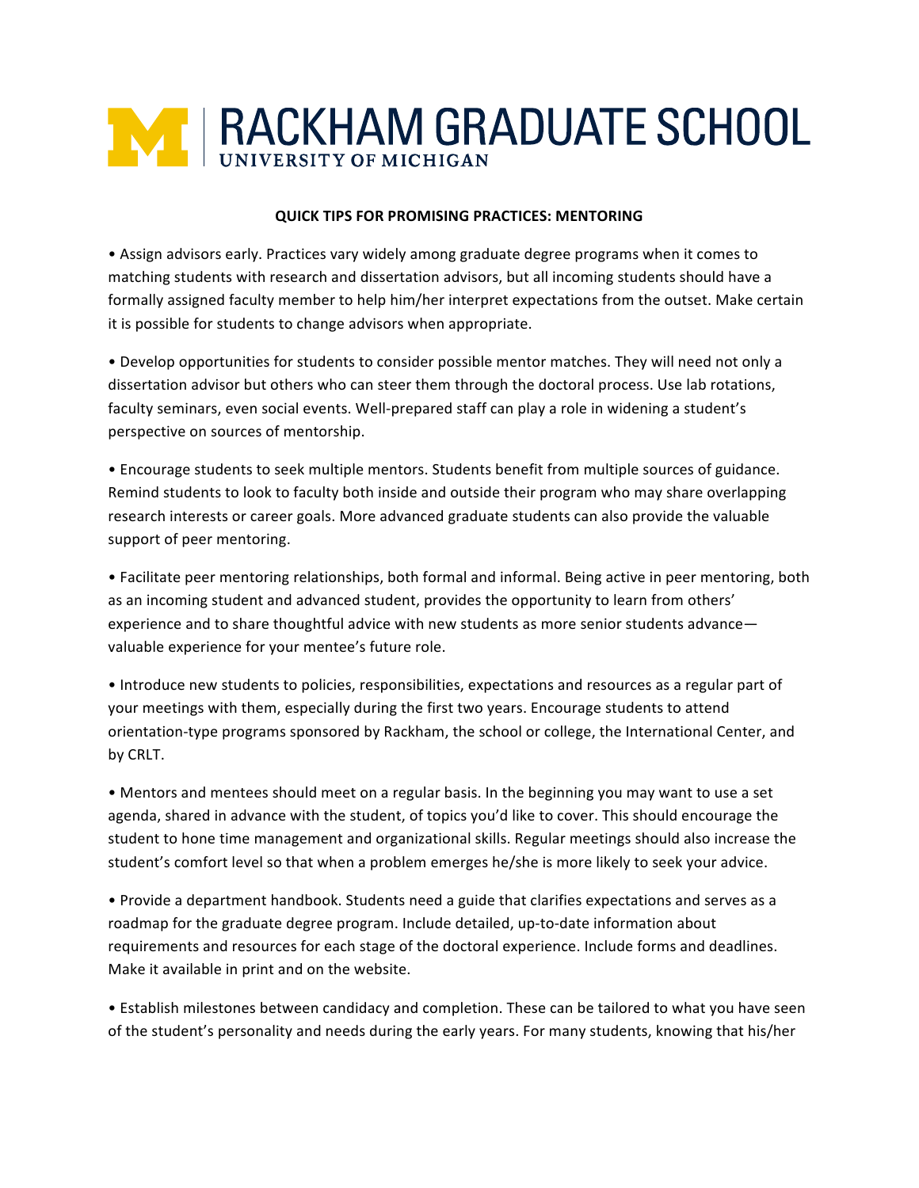# RACKHAM GRADUATE SCHOOL
UNIVERSITY OF MICHIGAN

## QUICK TIPS FOR PROMISING PRACTICES: MENTORING

- Assign advisors early. Practices vary widely among graduate degree programs when it comes to matching students with research and dissertation advisors, but all incoming students should have a formally assigned faculty member to help him/her interpret expectations from the outset. Make certain it is possible for students to change advisors when appropriate.

- Develop opportunities for students to consider possible mentor matches. They will need not only a dissertation advisor but others who can steer them through the doctoral process. Use lab rotations, faculty seminars, even social events. Well-prepared staff can play a role in widening a student's perspective on sources of mentorship.

- Encourage students to seek multiple mentors. Students benefit from multiple sources of guidance. Remind students to look to faculty both inside and outside their program who may share overlapping research interests or career goals. More advanced graduate students can also provide the valuable support of peer mentoring.

- Facilitate peer mentoring relationships, both formal and informal. Being active in peer mentoring, both as an incoming student and advanced student, provides the opportunity to learn from others' experience and to share thoughtful advice with new students as more senior students advance—valuable experience for your mentee's future role.

- Introduce new students to policies, responsibilities, expectations and resources as a regular part of your meetings with them, especially during the first two years. Encourage students to attend orientation-type programs sponsored by Rackham, the school or college, the International Center, and by CRLT.

- Mentors and mentees should meet on a regular basis. In the beginning you may want to use a set agenda, shared in advance with the student, of topics you'd like to cover. This should encourage the student to hone time management and organizational skills. Regular meetings should also increase the student's comfort level so that when a problem emerges he/she is more likely to seek your advice.

- Provide a department handbook. Students need a guide that clarifies expectations and serves as a roadmap for the graduate degree program. Include detailed, up-to-date information about requirements and resources for each stage of the doctoral experience. Include forms and deadlines. Make it available in print and on the website.

- Establish milestones between candidacy and completion. These can be tailored to what you have seen of the student's personality and needs during the early years. For many students, knowing that his/her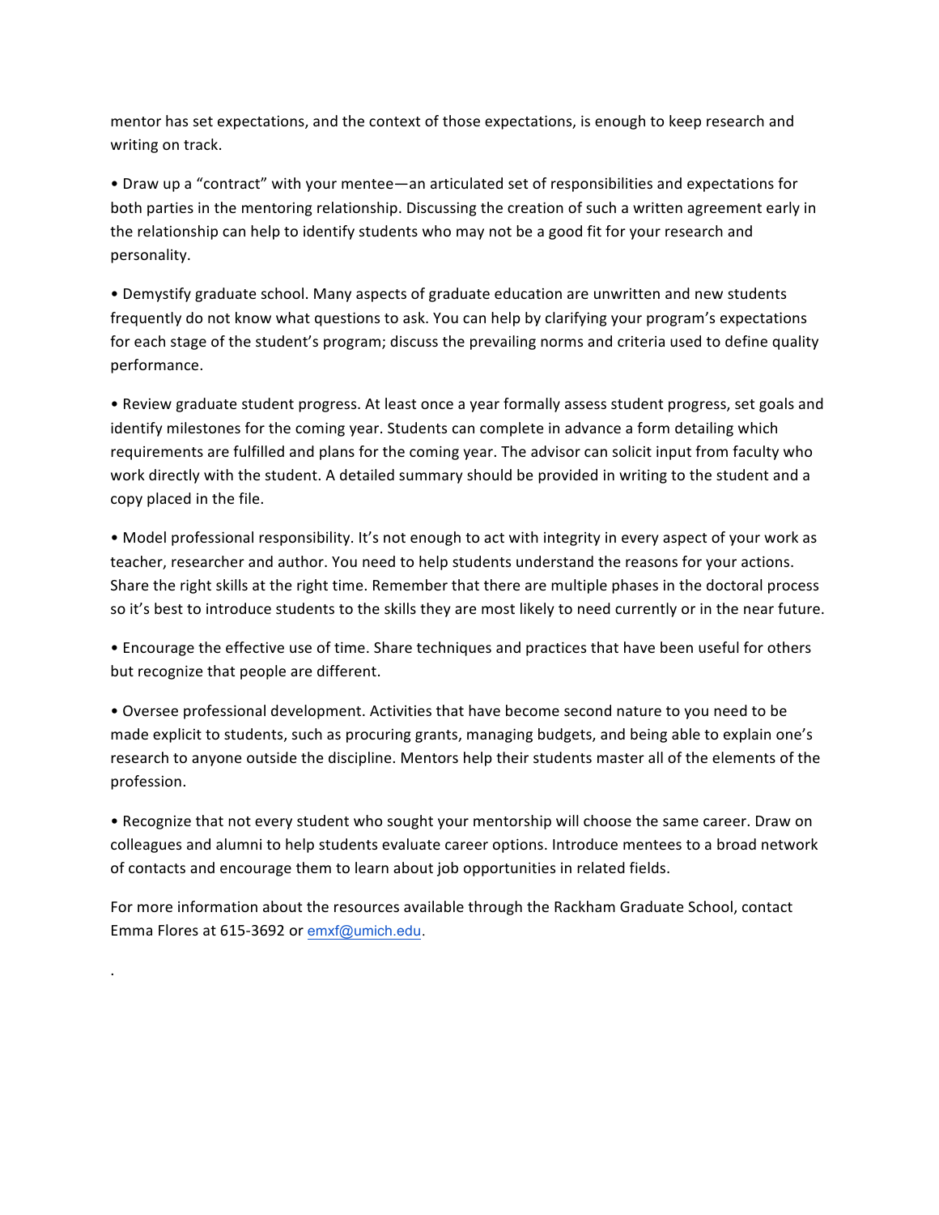mentor has set expectations, and the context of those expectations, is enough to keep research and writing on track.

• Draw up a "contract" with your mentee—an articulated set of responsibilities and expectations for both parties in the mentoring relationship. Discussing the creation of such a written agreement early in the relationship can help to identify students who may not be a good fit for your research and personality.

• Demystify graduate school. Many aspects of graduate education are unwritten and new students frequently do not know what questions to ask. You can help by clarifying your program's expectations for each stage of the student's program; discuss the prevailing norms and criteria used to define quality performance.

• Review graduate student progress. At least once a year formally assess student progress, set goals and identify milestones for the coming year. Students can complete in advance a form detailing which requirements are fulfilled and plans for the coming year. The advisor can solicit input from faculty who work directly with the student. A detailed summary should be provided in writing to the student and a copy placed in the file.

• Model professional responsibility. It's not enough to act with integrity in every aspect of your work as teacher, researcher and author. You need to help students understand the reasons for your actions. Share the right skills at the right time. Remember that there are multiple phases in the doctoral process so it's best to introduce students to the skills they are most likely to need currently or in the near future.

• Encourage the effective use of time. Share techniques and practices that have been useful for others but recognize that people are different.

• Oversee professional development. Activities that have become second nature to you need to be made explicit to students, such as procuring grants, managing budgets, and being able to explain one's research to anyone outside the discipline. Mentors help their students master all of the elements of the profession.

• Recognize that not every student who sought your mentorship will choose the same career. Draw on colleagues and alumni to help students evaluate career options. Introduce mentees to a broad network of contacts and encourage them to learn about job opportunities in related fields.

For more information about the resources available through the Rackham Graduate School, contact Emma Flores at 615-3692 or emxf@umich.edu.

.